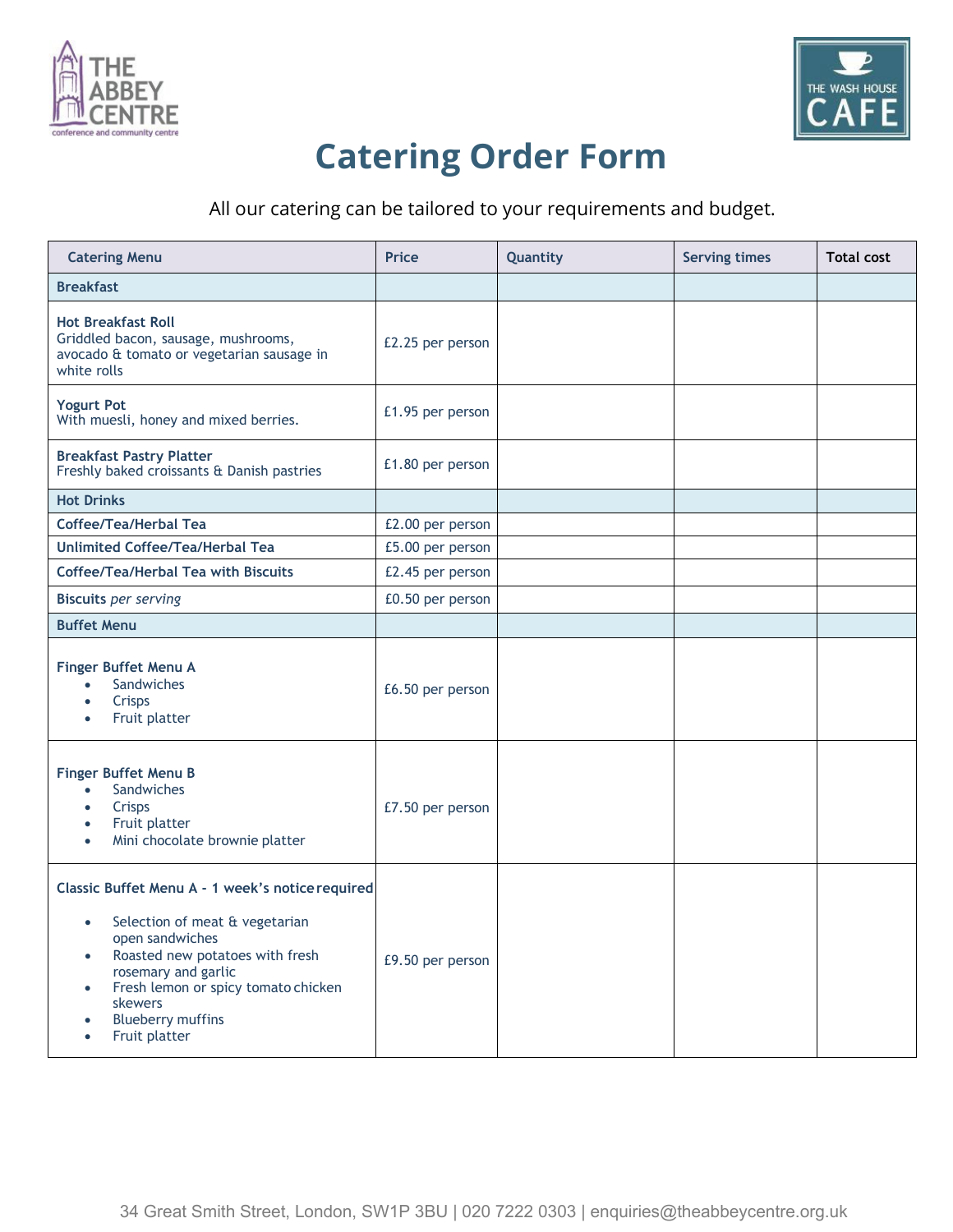# Catering Order Form

All our catering can be tailored to your requirements and budget.

| Catering Menu | Price | Quantity | Serving times | Total cost |
|---|---|---|---|---|
| **Breakfast** | | | | |
| **Hot Breakfast Roll** Griddled bacon, sausage, mushrooms, avocado & tomato or vegetarian sausage in white rolls | £2.25 per person | | | |
| **Yogurt Pot** With muesli, honey and mixed berries. | £1.95 per person | | | |
| **Breakfast Pastry Platter** Freshly baked croissants & Danish pastries | £1.80 per person | | | |
| **Hot Drinks** | | | | |
| **Coffee/Tea/Herbal Tea** | £2.00 per person | | | |
| **Unlimited Coffee/Tea/Herbal Tea** | £5.00 per person | | | |
| **Coffee/Tea/Herbal Tea with Biscuits** | £2.45 per person | | | |
| **Biscuits** *per serving* | £0.50 per person | | | |
| **Buffet Menu** | | | | |
| **Finger Buffet Menu A** • Sandwiches • Crisps • Fruit platter | £6.50 per person | | | |
| **Finger Buffet Menu B** • Sandwiches • Crisps • Fruit platter • Mini chocolate brownie platter | £7.50 per person | | | |
| **Classic Buffet Menu A - 1 week's notice required** • Selection of meat & vegetarian open sandwiches • Roasted new potatoes with fresh rosemary and garlic • Fresh lemon or spicy tomato chicken skewers • Blueberry muffins • Fruit platter | £9.50 per person | | | |

34 Great Smith Street, London, SW1P 3BU | 020 7222 0303 | enquiries@theabbeycentre.org.uk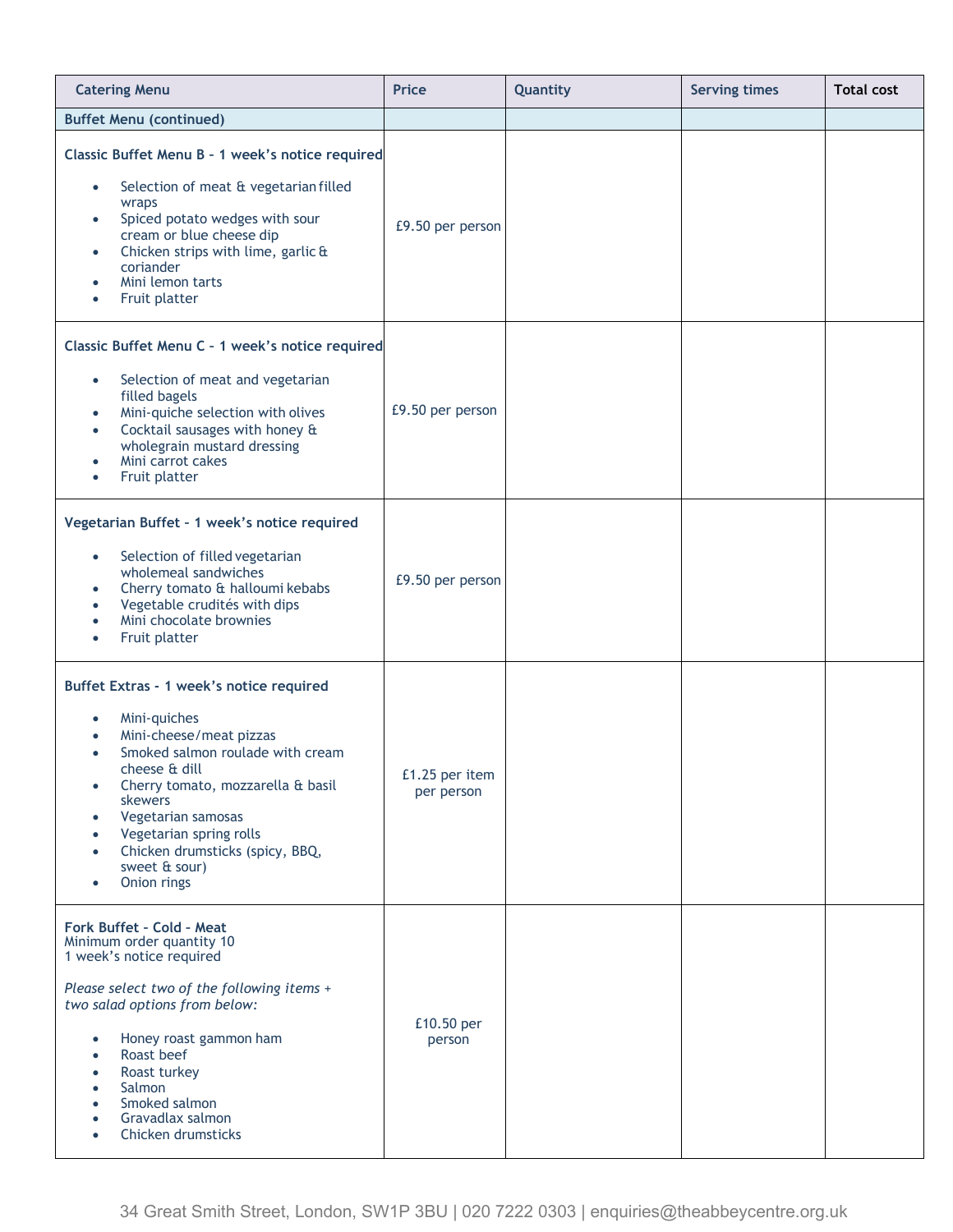| Catering Menu | Price | Quantity | Serving times | Total cost |
|---|---|---|---|---|
| **Buffet Menu (continued)** | | | | |
| **Classic Buffet Menu B – 1 week's notice required**<br>• Selection of meat & vegetarian filled wraps<br>• Spiced potato wedges with sour cream or blue cheese dip<br>• Chicken strips with lime, garlic & coriander<br>• Mini lemon tarts<br>• Fruit platter | £9.50 per person | | | |
| **Classic Buffet Menu C – 1 week's notice required**<br>• Selection of meat and vegetarian filled bagels<br>• Mini-quiche selection with olives<br>• Cocktail sausages with honey & wholegrain mustard dressing<br>• Mini carrot cakes<br>• Fruit platter | £9.50 per person | | | |
| **Vegetarian Buffet – 1 week's notice required**<br>• Selection of filled vegetarian wholemeal sandwiches<br>• Cherry tomato & halloumi kebabs<br>• Vegetable crudités with dips<br>• Mini chocolate brownies<br>• Fruit platter | £9.50 per person | | | |
| **Buffet Extras - 1 week's notice required**<br>• Mini-quiches<br>• Mini-cheese/meat pizzas<br>• Smoked salmon roulade with cream cheese & dill<br>• Cherry tomato, mozzarella & basil skewers<br>• Vegetarian samosas<br>• Vegetarian spring rolls<br>• Chicken drumsticks (spicy, BBQ, sweet & sour)<br>• Onion rings | £1.25 per item per person | | | |
| **Fork Buffet – Cold – Meat**<br>Minimum order quantity 10<br>1 week's notice required<br>*Please select two of the following items + two salad options from below:*<br>• Honey roast gammon ham<br>• Roast beef<br>• Roast turkey<br>• Salmon<br>• Smoked salmon<br>• Gravadlax salmon<br>• Chicken drumsticks | £10.50 per person | | | |

34 Great Smith Street, London, SW1P 3BU | 020 7222 0303 | enquiries@theabbeycentre.org.uk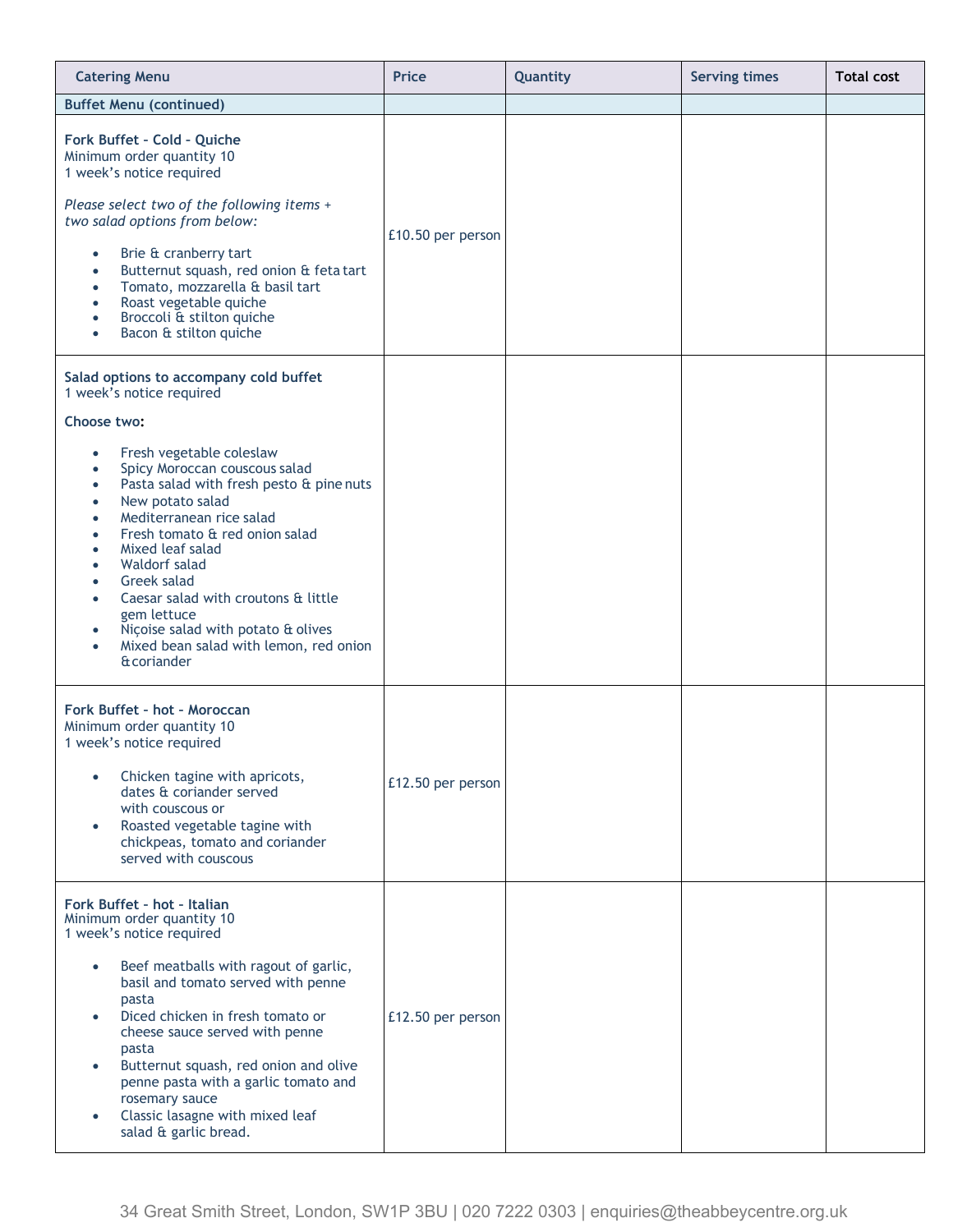| Catering Menu | Price | Quantity | Serving times | Total cost |
|---|---|---|---|---|
| **Buffet Menu (continued)** | | | | |
| **Fork Buffet - Cold - Quiche**<br>Minimum order quantity 10<br>1 week's notice required<br><br>*Please select two of the following items + two salad options from below:*<br><br>• Brie & cranberry tart<br>• Butternut squash, red onion & feta tart<br>• Tomato, mozzarella & basil tart<br>• Roast vegetable quiche<br>• Broccoli & stilton quiche<br>• Bacon & stilton quiche | £10.50 per person | | | |
| **Salad options to accompany cold buffet**<br>1 week's notice required<br><br>**Choose two:**<br><br>• Fresh vegetable coleslaw<br>• Spicy Moroccan couscous salad<br>• Pasta salad with fresh pesto & pine nuts<br>• New potato salad<br>• Mediterranean rice salad<br>• Fresh tomato & red onion salad<br>• Mixed leaf salad<br>• Waldorf salad<br>• Greek salad<br>• Caesar salad with croutons & little gem lettuce<br>• Niçoise salad with potato & olives<br>• Mixed bean salad with lemon, red onion & coriander | | | | |
| **Fork Buffet - hot - Moroccan**<br>Minimum order quantity 10<br>1 week's notice required<br><br>• Chicken tagine with apricots, dates & coriander served with couscous or<br>• Roasted vegetable tagine with chickpeas, tomato and coriander served with couscous | £12.50 per person | | | |
| **Fork Buffet - hot - Italian**<br>Minimum order quantity 10<br>1 week's notice required<br><br>• Beef meatballs with ragout of garlic, basil and tomato served with penne pasta<br>• Diced chicken in fresh tomato or cheese sauce served with penne pasta<br>• Butternut squash, red onion and olive penne pasta with a garlic tomato and rosemary sauce<br>• Classic lasagne with mixed leaf salad & garlic bread. | £12.50 per person | | | |

34 Great Smith Street, London, SW1P 3BU | 020 7222 0303 | enquiries@theabbeycentre.org.uk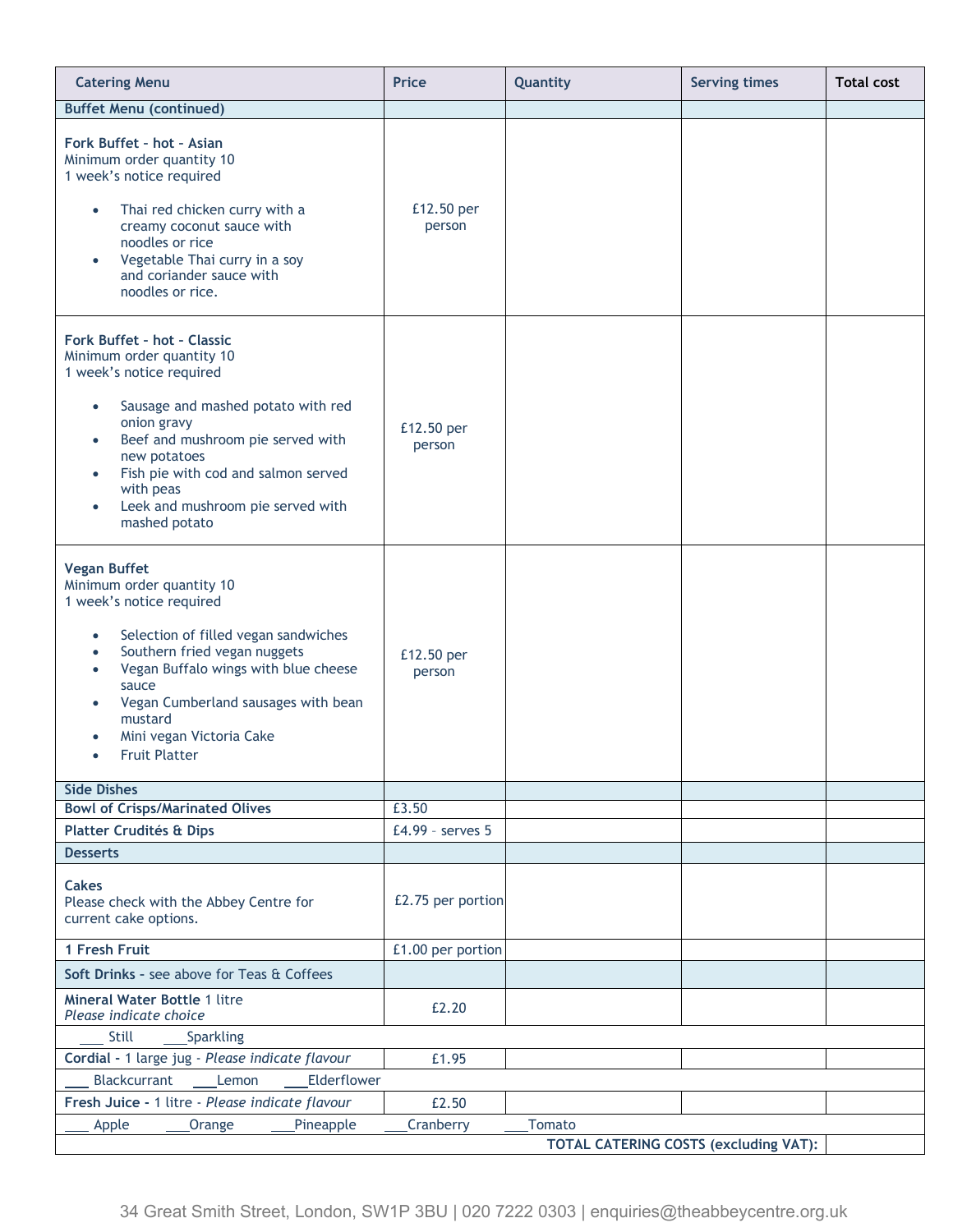| Catering Menu | Price | Quantity | Serving times | Total cost |
|---|---|---|---|---|
| **Buffet Menu (continued)** | | | | |
| **Fork Buffet - hot - Asian**<br>Minimum order quantity 10<br>1 week's notice required<br>• Thai red chicken curry with a creamy coconut sauce with noodles or rice<br>• Vegetable Thai curry in a soy and coriander sauce with noodles or rice. | £12.50 per person | | | |
| **Fork Buffet - hot - Classic**<br>Minimum order quantity 10<br>1 week's notice required<br>• Sausage and mashed potato with red onion gravy<br>• Beef and mushroom pie served with new potatoes<br>• Fish pie with cod and salmon served with peas<br>• Leek and mushroom pie served with mashed potato | £12.50 per person | | | |
| **Vegan Buffet**<br>Minimum order quantity 10<br>1 week's notice required<br>• Selection of filled vegan sandwiches<br>• Southern fried vegan nuggets<br>• Vegan Buffalo wings with blue cheese sauce<br>• Vegan Cumberland sausages with bean mustard<br>• Mini vegan Victoria Cake<br>• Fruit Platter | £12.50 per person | | | |
| **Side Dishes** | | | | |
| **Bowl of Crisps/Marinated Olives** | £3.50 | | | |
| **Platter Crudités & Dips** | £4.99 - serves 5 | | | |
| **Desserts** | | | | |
| **Cakes**<br>Please check with the Abbey Centre for current cake options. | £2.75 per portion | | | |
| **1 Fresh Fruit** | £1.00 per portion | | | |
| **Soft Drinks** - see above for Teas & Coffees | | | | |
| **Mineral Water Bottle** 1 litre<br>*Please indicate choice* | £2.20 | | | |
| ___ Still ___Sparkling | | | | |
| **Cordial** - 1 large jug - *Please indicate flavour* | £1.95 | | | |
| ___ Blackcurrant ___Lemon ___Elderflower | | | | |
| **Fresh Juice** - 1 litre - *Please indicate flavour* | £2.50 | | | |
| ___ Apple ___Orange ___Pineapple ___Cranberry ___Tomato | | | | |
| | | | **TOTAL CATERING COSTS (excluding VAT):** | |

34 Great Smith Street, London, SW1P 3BU | 020 7222 0303 | enquiries@theabbeycentre.org.uk